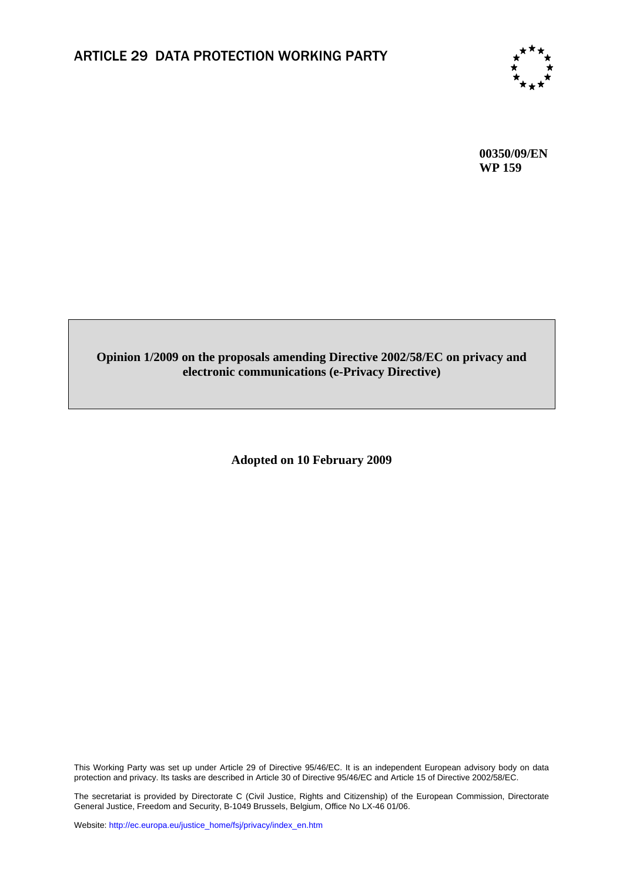# ARTICLE 29 DATA PROTECTION WORKING PARTY

**00350/09/EN**
**WP 159**

**Opinion 1/2009 on the proposals amending Directive 2002/58/EC on privacy and electronic communications (e-Privacy Directive)**

**Adopted on 10 February 2009**

This Working Party was set up under Article 29 of Directive 95/46/EC. It is an independent European advisory body on data protection and privacy. Its tasks are described in Article 30 of Directive 95/46/EC and Article 15 of Directive 2002/58/EC.

The secretariat is provided by Directorate C (Civil Justice, Rights and Citizenship) of the European Commission, Directorate General Justice, Freedom and Security, B-1049 Brussels, Belgium, Office No LX-46 01/06.

Website: http://ec.europa.eu/justice_home/fsj/privacy/index_en.htm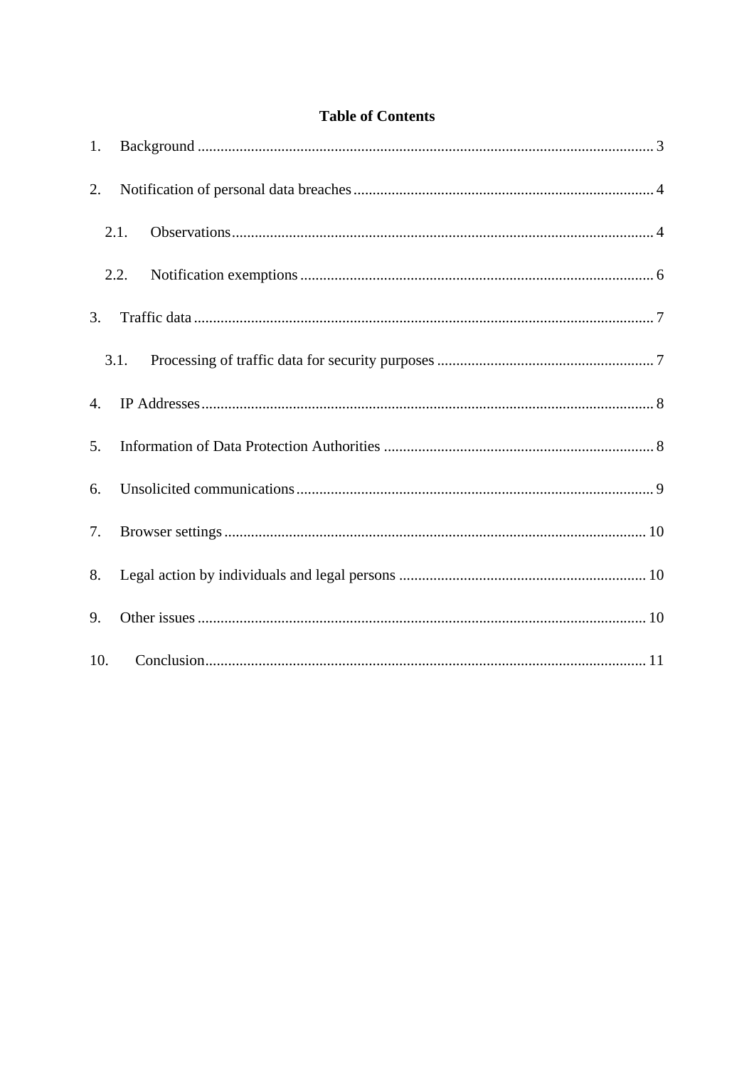**Table of Contents**

1. Background ... 3
2. Notification of personal data breaches ... 4
   - 2.1. Observations ... 4
   - 2.2. Notification exemptions ... 6
3. Traffic data ... 7
   - 3.1. Processing of traffic data for security purposes ... 7
4. IP Addresses ... 8
5. Information of Data Protection Authorities ... 8
6. Unsolicited communications ... 9
7. Browser settings ... 10
8. Legal action by individuals and legal persons ... 10
9. Other issues ... 10
10. Conclusion ... 11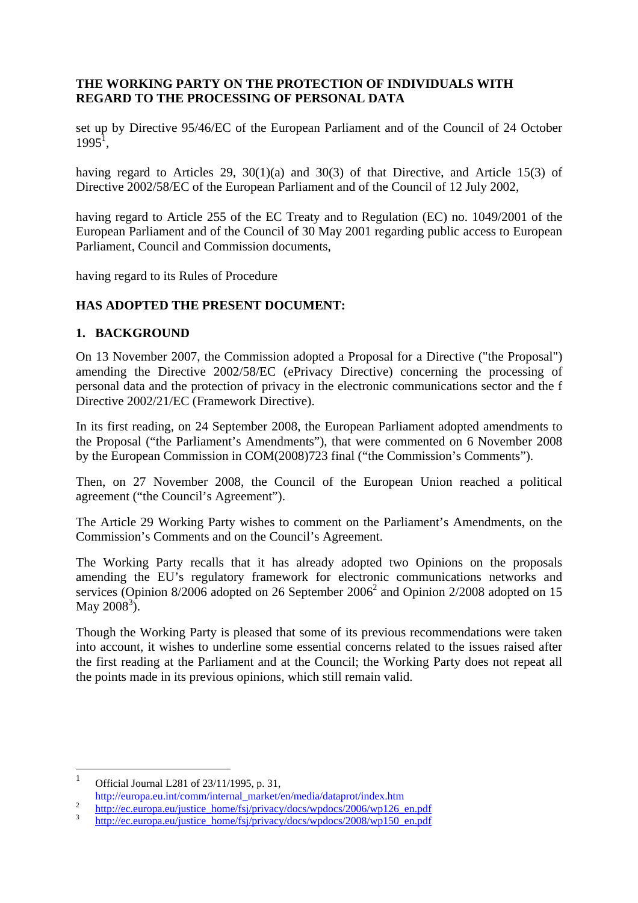**THE WORKING PARTY ON THE PROTECTION OF INDIVIDUALS WITH REGARD TO THE PROCESSING OF PERSONAL DATA**

set up by Directive 95/46/EC of the European Parliament and of the Council of 24 October 1995[1],

having regard to Articles 29, 30(1)(a) and 30(3) of that Directive, and Article 15(3) of Directive 2002/58/EC of the European Parliament and of the Council of 12 July 2002,

having regard to Article 255 of the EC Treaty and to Regulation (EC) no. 1049/2001 of the European Parliament and of the Council of 30 May 2001 regarding public access to European Parliament, Council and Commission documents,

having regard to its Rules of Procedure

**HAS ADOPTED THE PRESENT DOCUMENT:**

## 1. BACKGROUND

On 13 November 2007, the Commission adopted a Proposal for a Directive ("the Proposal") amending the Directive 2002/58/EC (ePrivacy Directive) concerning the processing of personal data and the protection of privacy in the electronic communications sector and the f Directive 2002/21/EC (Framework Directive).

In its first reading, on 24 September 2008, the European Parliament adopted amendments to the Proposal ("the Parliament's Amendments"), that were commented on 6 November 2008 by the European Commission in COM(2008)723 final ("the Commission's Comments").

Then, on 27 November 2008, the Council of the European Union reached a political agreement ("the Council's Agreement").

The Article 29 Working Party wishes to comment on the Parliament's Amendments, on the Commission's Comments and on the Council's Agreement.

The Working Party recalls that it has already adopted two Opinions on the proposals amending the EU's regulatory framework for electronic communications networks and services (Opinion 8/2006 adopted on 26 September 2006[2] and Opinion 2/2008 adopted on 15 May 2008[3]).

Though the Working Party is pleased that some of its previous recommendations were taken into account, it wishes to underline some essential concerns related to the issues raised after the first reading at the Parliament and at the Council; the Working Party does not repeat all the points made in its previous opinions, which still remain valid.

---

[1] Official Journal L281 of 23/11/1995, p. 31, http://europa.eu.int/comm/internal_market/en/media/dataprot/index.htm

[2] http://ec.europa.eu/justice_home/fsj/privacy/docs/wpdocs/2006/wp126_en.pdf

[3] http://ec.europa.eu/justice_home/fsj/privacy/docs/wpdocs/2008/wp150_en.pdf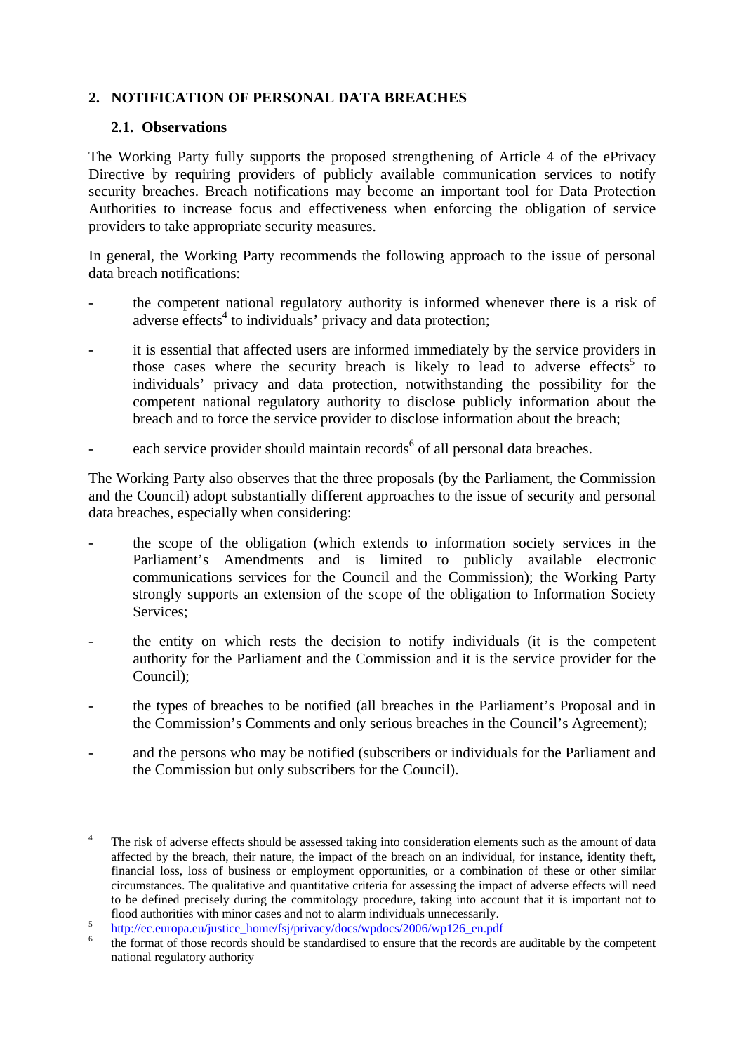## 2. NOTIFICATION OF PERSONAL DATA BREACHES

### 2.1. Observations

The Working Party fully supports the proposed strengthening of Article 4 of the ePrivacy Directive by requiring providers of publicly available communication services to notify security breaches. Breach notifications may become an important tool for Data Protection Authorities to increase focus and effectiveness when enforcing the obligation of service providers to take appropriate security measures.

In general, the Working Party recommends the following approach to the issue of personal data breach notifications:

- the competent national regulatory authority is informed whenever there is a risk of adverse effects[4] to individuals' privacy and data protection;
- it is essential that affected users are informed immediately by the service providers in those cases where the security breach is likely to lead to adverse effects[5] to individuals' privacy and data protection, notwithstanding the possibility for the competent national regulatory authority to disclose publicly information about the breach and to force the service provider to disclose information about the breach;
- each service provider should maintain records[6] of all personal data breaches.

The Working Party also observes that the three proposals (by the Parliament, the Commission and the Council) adopt substantially different approaches to the issue of security and personal data breaches, especially when considering:

- the scope of the obligation (which extends to information society services in the Parliament's Amendments and is limited to publicly available electronic communications services for the Council and the Commission); the Working Party strongly supports an extension of the scope of the obligation to Information Society Services;
- the entity on which rests the decision to notify individuals (it is the competent authority for the Parliament and the Commission and it is the service provider for the Council);
- the types of breaches to be notified (all breaches in the Parliament's Proposal and in the Commission's Comments and only serious breaches in the Council's Agreement);
- and the persons who may be notified (subscribers or individuals for the Parliament and the Commission but only subscribers for the Council).

---

[4] The risk of adverse effects should be assessed taking into consideration elements such as the amount of data affected by the breach, their nature, the impact of the breach on an individual, for instance, identity theft, financial loss, loss of business or employment opportunities, or a combination of these or other similar circumstances. The qualitative and quantitative criteria for assessing the impact of adverse effects will need to be defined precisely during the commitology procedure, taking into account that it is important not to flood authorities with minor cases and not to alarm individuals unnecessarily.

[5] http://ec.europa.eu/justice_home/fsj/privacy/docs/wpdocs/2006/wp126_en.pdf

[6] the format of those records should be standardised to ensure that the records are auditable by the competent national regulatory authority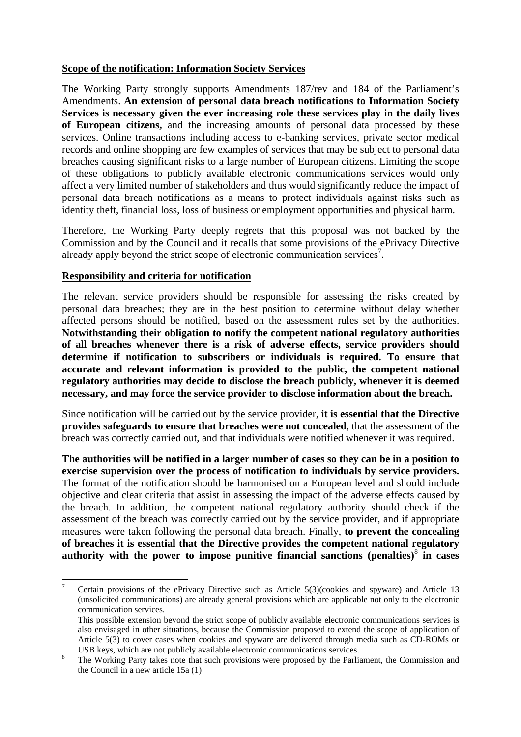**Scope of the notification: Information Society Services**

The Working Party strongly supports Amendments 187/rev and 184 of the Parliament's Amendments. **An extension of personal data breach notifications to Information Society Services is necessary given the ever increasing role these services play in the daily lives of European citizens,** and the increasing amounts of personal data processed by these services. Online transactions including access to e-banking services, private sector medical records and online shopping are few examples of services that may be subject to personal data breaches causing significant risks to a large number of European citizens. Limiting the scope of these obligations to publicly available electronic communications services would only affect a very limited number of stakeholders and thus would significantly reduce the impact of personal data breach notifications as a means to protect individuals against risks such as identity theft, financial loss, loss of business or employment opportunities and physical harm.

Therefore, the Working Party deeply regrets that this proposal was not backed by the Commission and by the Council and it recalls that some provisions of the ePrivacy Directive already apply beyond the strict scope of electronic communication services[7].

**Responsibility and criteria for notification**

The relevant service providers should be responsible for assessing the risks created by personal data breaches; they are in the best position to determine without delay whether affected persons should be notified, based on the assessment rules set by the authorities. **Notwithstanding their obligation to notify the competent national regulatory authorities of all breaches whenever there is a risk of adverse effects, service providers should determine if notification to subscribers or individuals is required. To ensure that accurate and relevant information is provided to the public, the competent national regulatory authorities may decide to disclose the breach publicly, whenever it is deemed necessary, and may force the service provider to disclose information about the breach.**

Since notification will be carried out by the service provider, **it is essential that the Directive provides safeguards to ensure that breaches were not concealed**, that the assessment of the breach was correctly carried out, and that individuals were notified whenever it was required.

**The authorities will be notified in a larger number of cases so they can be in a position to exercise supervision over the process of notification to individuals by service providers.** The format of the notification should be harmonised on a European level and should include objective and clear criteria that assist in assessing the impact of the adverse effects caused by the breach. In addition, the competent national regulatory authority should check if the assessment of the breach was correctly carried out by the service provider, and if appropriate measures were taken following the personal data breach. Finally, **to prevent the concealing of breaches it is essential that the Directive provides the competent national regulatory authority with the power to impose punitive financial sanctions (penalties)**[8] **in cases**

---

[7] Certain provisions of the ePrivacy Directive such as Article 5(3)(cookies and spyware) and Article 13 (unsolicited communications) are already general provisions which are applicable not only to the electronic communication services.
This possible extension beyond the strict scope of publicly available electronic communications services is also envisaged in other situations, because the Commission proposed to extend the scope of application of Article 5(3) to cover cases when cookies and spyware are delivered through media such as CD-ROMs or USB keys, which are not publicly available electronic communications services.

[8] The Working Party takes note that such provisions were proposed by the Parliament, the Commission and the Council in a new article 15a (1)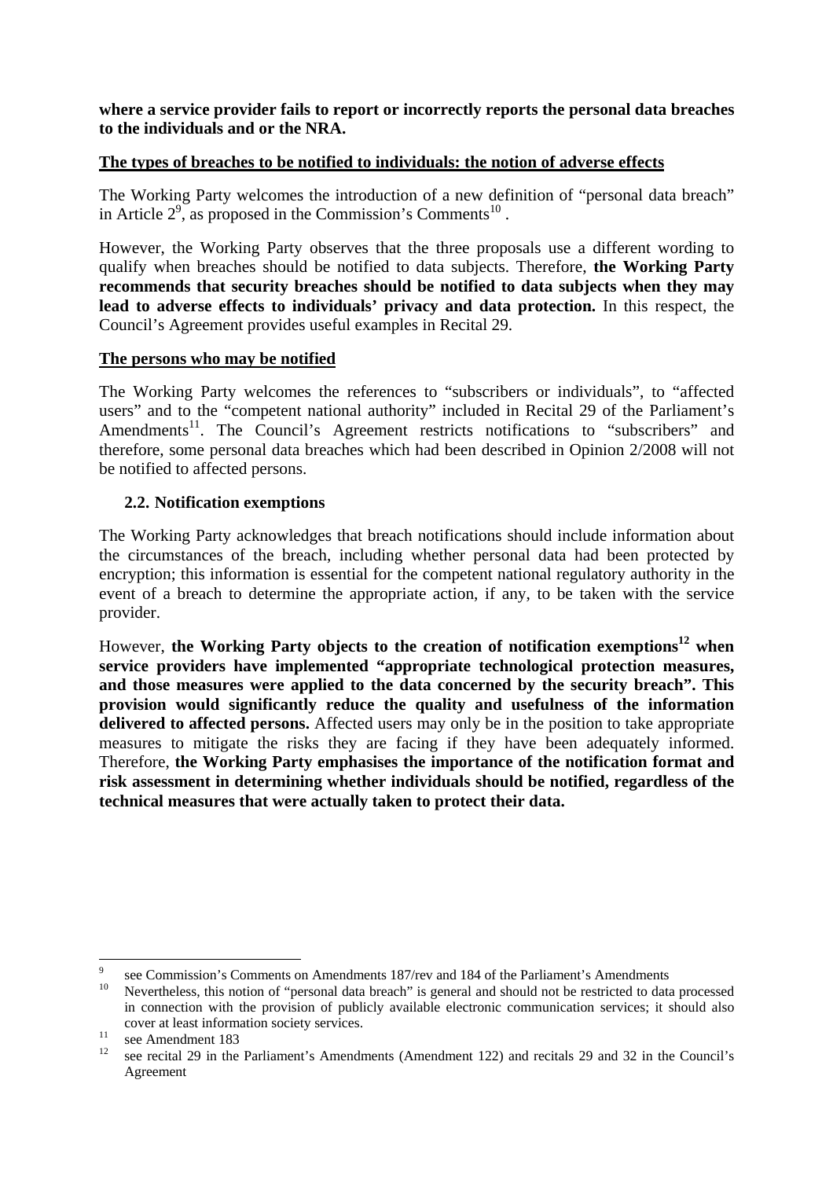**where a service provider fails to report or incorrectly reports the personal data breaches to the individuals and or the NRA.**

**The types of breaches to be notified to individuals: the notion of adverse effects**

The Working Party welcomes the introduction of a new definition of "personal data breach" in Article 2[9], as proposed in the Commission's Comments[10] .

However, the Working Party observes that the three proposals use a different wording to qualify when breaches should be notified to data subjects. Therefore, **the Working Party recommends that security breaches should be notified to data subjects when they may lead to adverse effects to individuals' privacy and data protection.** In this respect, the Council's Agreement provides useful examples in Recital 29.

**The persons who may be notified**

The Working Party welcomes the references to "subscribers or individuals", to "affected users" and to the "competent national authority" included in Recital 29 of the Parliament's Amendments[11]. The Council's Agreement restricts notifications to "subscribers" and therefore, some personal data breaches which had been described in Opinion 2/2008 will not be notified to affected persons.

### 2.2. Notification exemptions

The Working Party acknowledges that breach notifications should include information about the circumstances of the breach, including whether personal data had been protected by encryption; this information is essential for the competent national regulatory authority in the event of a breach to determine the appropriate action, if any, to be taken with the service provider.

However, **the Working Party objects to the creation of notification exemptions[12] when service providers have implemented "appropriate technological protection measures, and those measures were applied to the data concerned by the security breach". This provision would significantly reduce the quality and usefulness of the information delivered to affected persons.** Affected users may only be in the position to take appropriate measures to mitigate the risks they are facing if they have been adequately informed. Therefore, **the Working Party emphasises the importance of the notification format and risk assessment in determining whether individuals should be notified, regardless of the technical measures that were actually taken to protect their data.**

---

[9] see Commission's Comments on Amendments 187/rev and 184 of the Parliament's Amendments

[10] Nevertheless, this notion of "personal data breach" is general and should not be restricted to data processed in connection with the provision of publicly available electronic communication services; it should also cover at least information society services.

[11] see Amendment 183

[12] see recital 29 in the Parliament's Amendments (Amendment 122) and recitals 29 and 32 in the Council's Agreement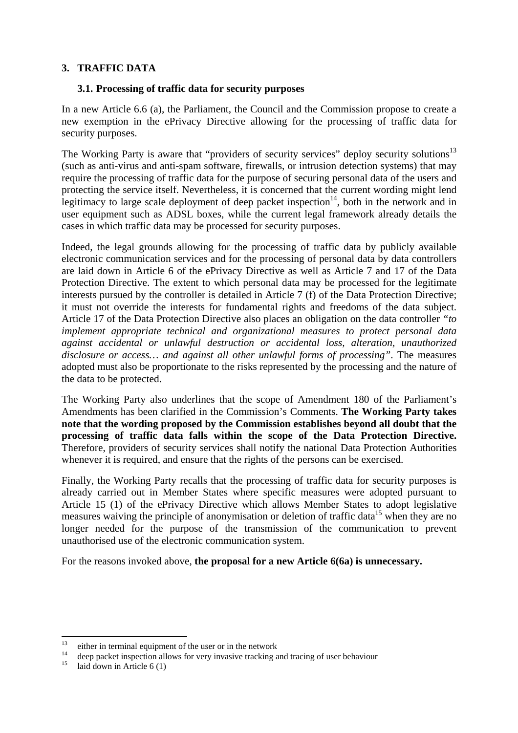## 3. TRAFFIC DATA

### 3.1. Processing of traffic data for security purposes

In a new Article 6.6 (a), the Parliament, the Council and the Commission propose to create a new exemption in the ePrivacy Directive allowing for the processing of traffic data for security purposes.

The Working Party is aware that "providers of security services" deploy security solutions[13] (such as anti-virus and anti-spam software, firewalls, or intrusion detection systems) that may require the processing of traffic data for the purpose of securing personal data of the users and protecting the service itself. Nevertheless, it is concerned that the current wording might lend legitimacy to large scale deployment of deep packet inspection[14], both in the network and in user equipment such as ADSL boxes, while the current legal framework already details the cases in which traffic data may be processed for security purposes.

Indeed, the legal grounds allowing for the processing of traffic data by publicly available electronic communication services and for the processing of personal data by data controllers are laid down in Article 6 of the ePrivacy Directive as well as Article 7 and 17 of the Data Protection Directive. The extent to which personal data may be processed for the legitimate interests pursued by the controller is detailed in Article 7 (f) of the Data Protection Directive; it must not override the interests for fundamental rights and freedoms of the data subject. Article 17 of the Data Protection Directive also places an obligation on the data controller *"to implement appropriate technical and organizational measures to protect personal data against accidental or unlawful destruction or accidental loss, alteration, unauthorized disclosure or access… and against all other unlawful forms of processing"*. The measures adopted must also be proportionate to the risks represented by the processing and the nature of the data to be protected.

The Working Party also underlines that the scope of Amendment 180 of the Parliament's Amendments has been clarified in the Commission's Comments. **The Working Party takes note that the wording proposed by the Commission establishes beyond all doubt that the processing of traffic data falls within the scope of the Data Protection Directive.** Therefore, providers of security services shall notify the national Data Protection Authorities whenever it is required, and ensure that the rights of the persons can be exercised.

Finally, the Working Party recalls that the processing of traffic data for security purposes is already carried out in Member States where specific measures were adopted pursuant to Article 15 (1) of the ePrivacy Directive which allows Member States to adopt legislative measures waiving the principle of anonymisation or deletion of traffic data[15] when they are no longer needed for the purpose of the transmission of the communication to prevent unauthorised use of the electronic communication system.

For the reasons invoked above, **the proposal for a new Article 6(6a) is unnecessary.**

---

[13] either in terminal equipment of the user or in the network

[14] deep packet inspection allows for very invasive tracking and tracing of user behaviour

[15] laid down in Article 6 (1)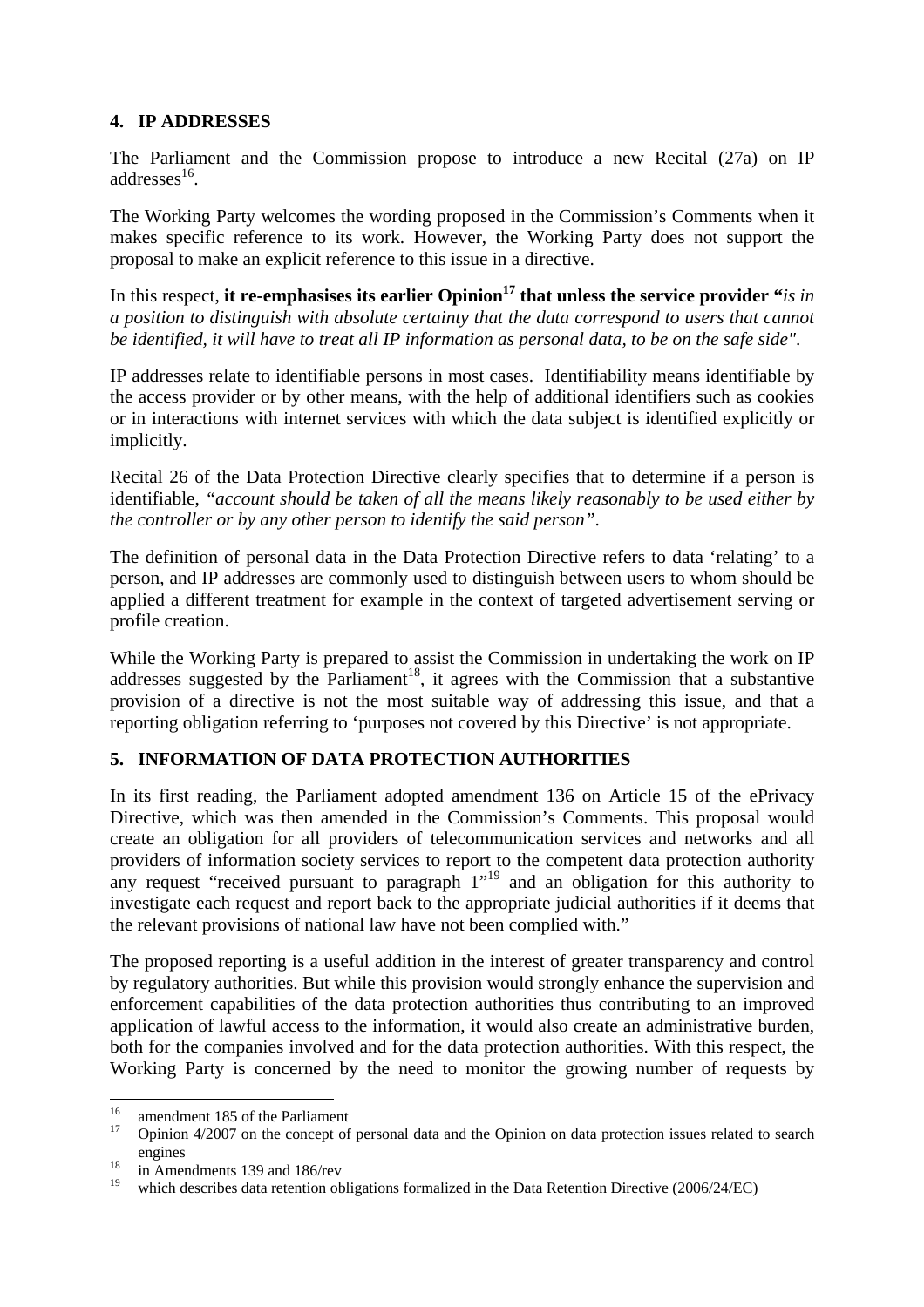## 4. IP ADDRESSES

The Parliament and the Commission propose to introduce a new Recital (27a) on IP addresses[16].

The Working Party welcomes the wording proposed in the Commission's Comments when it makes specific reference to its work. However, the Working Party does not support the proposal to make an explicit reference to this issue in a directive.

In this respect, **it re-emphasises its earlier Opinion[17] that unless the service provider "***is in a position to distinguish with absolute certainty that the data correspond to users that cannot be identified, it will have to treat all IP information as personal data, to be on the safe side"*.

IP addresses relate to identifiable persons in most cases. Identifiability means identifiable by the access provider or by other means, with the help of additional identifiers such as cookies or in interactions with internet services with which the data subject is identified explicitly or implicitly.

Recital 26 of the Data Protection Directive clearly specifies that to determine if a person is identifiable, *"account should be taken of all the means likely reasonably to be used either by the controller or by any other person to identify the said person"*.

The definition of personal data in the Data Protection Directive refers to data 'relating' to a person, and IP addresses are commonly used to distinguish between users to whom should be applied a different treatment for example in the context of targeted advertisement serving or profile creation.

While the Working Party is prepared to assist the Commission in undertaking the work on IP addresses suggested by the Parliament[18], it agrees with the Commission that a substantive provision of a directive is not the most suitable way of addressing this issue, and that a reporting obligation referring to 'purposes not covered by this Directive' is not appropriate.

## 5. INFORMATION OF DATA PROTECTION AUTHORITIES

In its first reading, the Parliament adopted amendment 136 on Article 15 of the ePrivacy Directive, which was then amended in the Commission's Comments. This proposal would create an obligation for all providers of telecommunication services and networks and all providers of information society services to report to the competent data protection authority any request "received pursuant to paragraph 1"[19] and an obligation for this authority to investigate each request and report back to the appropriate judicial authorities if it deems that the relevant provisions of national law have not been complied with."

The proposed reporting is a useful addition in the interest of greater transparency and control by regulatory authorities. But while this provision would strongly enhance the supervision and enforcement capabilities of the data protection authorities thus contributing to an improved application of lawful access to the information, it would also create an administrative burden, both for the companies involved and for the data protection authorities. With this respect, the Working Party is concerned by the need to monitor the growing number of requests by

---

[16] amendment 185 of the Parliament

[17] Opinion 4/2007 on the concept of personal data and the Opinion on data protection issues related to search engines

[18] in Amendments 139 and 186/rev

[19] which describes data retention obligations formalized in the Data Retention Directive (2006/24/EC)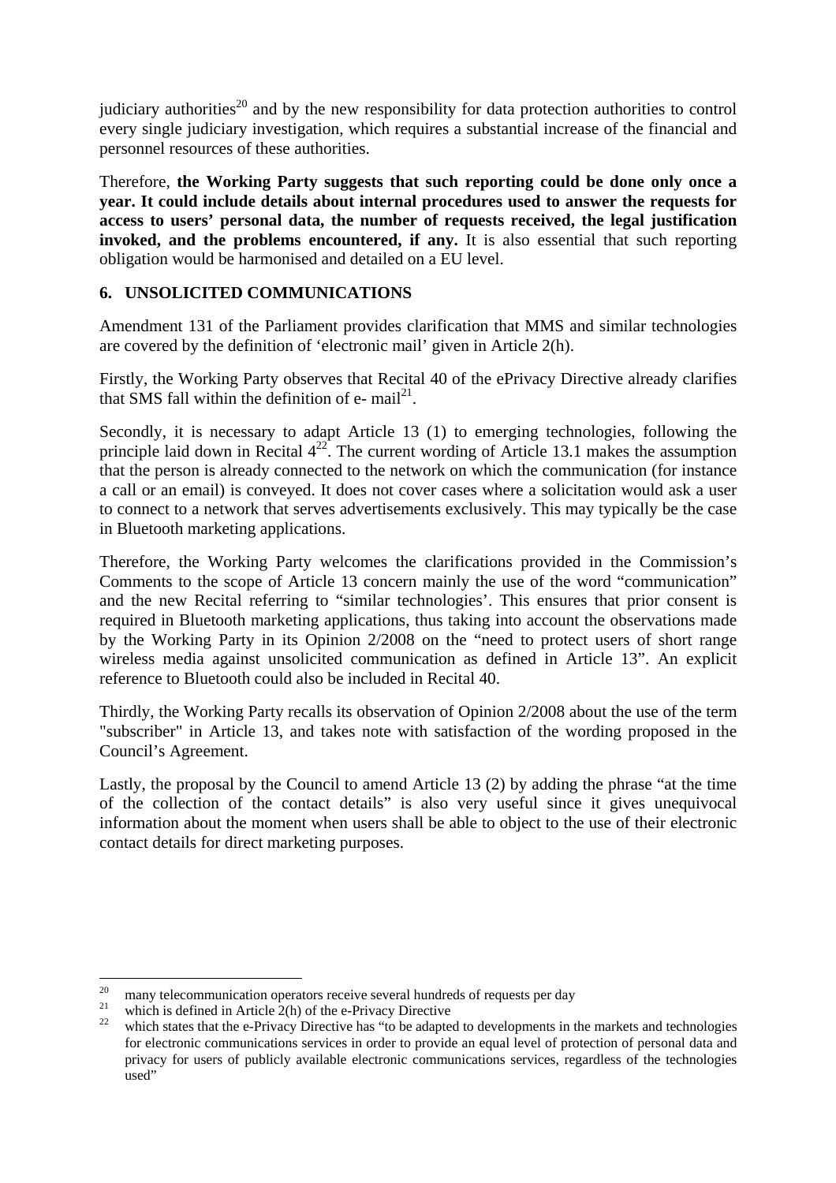judiciary authorities[20] and by the new responsibility for data protection authorities to control every single judiciary investigation, which requires a substantial increase of the financial and personnel resources of these authorities.

Therefore, **the Working Party suggests that such reporting could be done only once a year. It could include details about internal procedures used to answer the requests for access to users' personal data, the number of requests received, the legal justification invoked, and the problems encountered, if any.** It is also essential that such reporting obligation would be harmonised and detailed on a EU level.

## 6. UNSOLICITED COMMUNICATIONS

Amendment 131 of the Parliament provides clarification that MMS and similar technologies are covered by the definition of 'electronic mail' given in Article 2(h).

Firstly, the Working Party observes that Recital 40 of the ePrivacy Directive already clarifies that SMS fall within the definition of e- mail[21].

Secondly, it is necessary to adapt Article 13 (1) to emerging technologies, following the principle laid down in Recital 4[22]. The current wording of Article 13.1 makes the assumption that the person is already connected to the network on which the communication (for instance a call or an email) is conveyed. It does not cover cases where a solicitation would ask a user to connect to a network that serves advertisements exclusively. This may typically be the case in Bluetooth marketing applications.

Therefore, the Working Party welcomes the clarifications provided in the Commission's Comments to the scope of Article 13 concern mainly the use of the word "communication" and the new Recital referring to "similar technologies'. This ensures that prior consent is required in Bluetooth marketing applications, thus taking into account the observations made by the Working Party in its Opinion 2/2008 on the "need to protect users of short range wireless media against unsolicited communication as defined in Article 13". An explicit reference to Bluetooth could also be included in Recital 40.

Thirdly, the Working Party recalls its observation of Opinion 2/2008 about the use of the term "subscriber" in Article 13, and takes note with satisfaction of the wording proposed in the Council's Agreement.

Lastly, the proposal by the Council to amend Article 13 (2) by adding the phrase "at the time of the collection of the contact details" is also very useful since it gives unequivocal information about the moment when users shall be able to object to the use of their electronic contact details for direct marketing purposes.

---

[20] many telecommunication operators receive several hundreds of requests per day

[21] which is defined in Article 2(h) of the e-Privacy Directive

[22] which states that the e-Privacy Directive has "to be adapted to developments in the markets and technologies for electronic communications services in order to provide an equal level of protection of personal data and privacy for users of publicly available electronic communications services, regardless of the technologies used"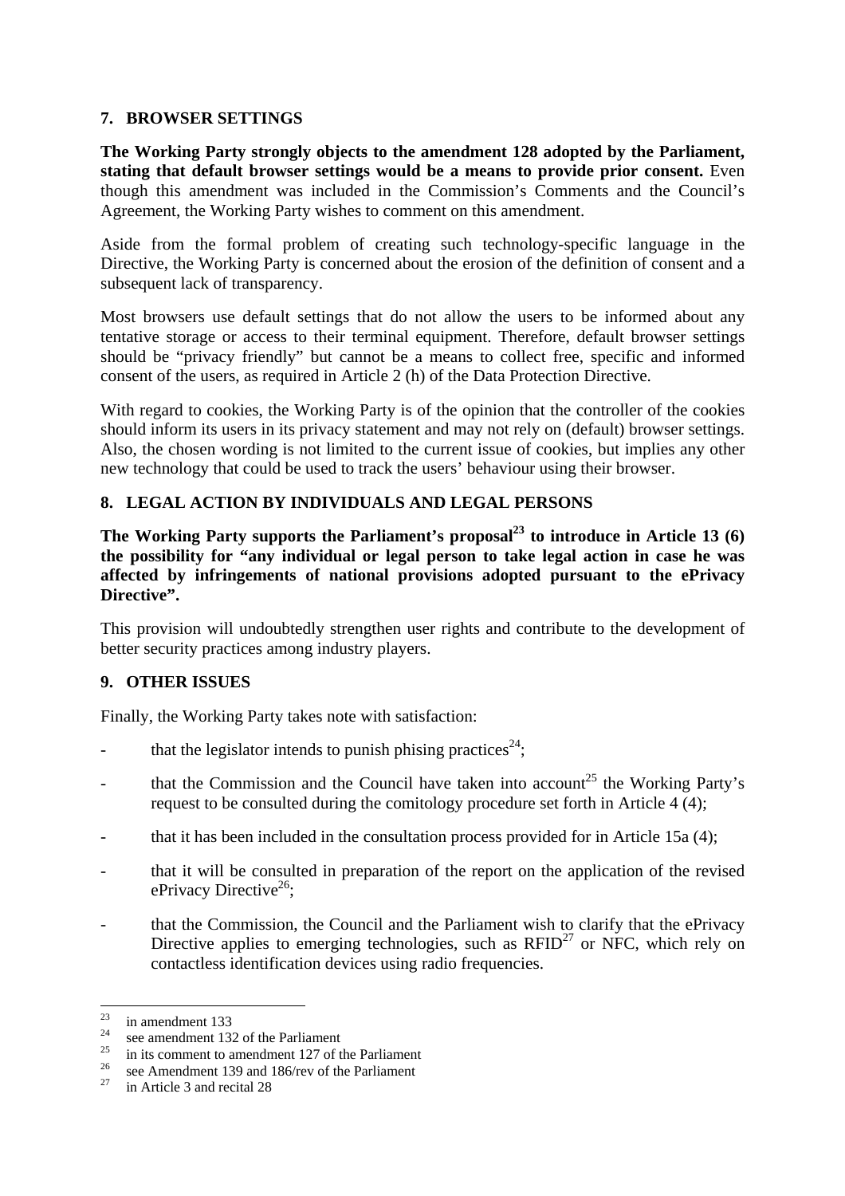## 7. BROWSER SETTINGS

**The Working Party strongly objects to the amendment 128 adopted by the Parliament, stating that default browser settings would be a means to provide prior consent.** Even though this amendment was included in the Commission's Comments and the Council's Agreement, the Working Party wishes to comment on this amendment.

Aside from the formal problem of creating such technology-specific language in the Directive, the Working Party is concerned about the erosion of the definition of consent and a subsequent lack of transparency.

Most browsers use default settings that do not allow the users to be informed about any tentative storage or access to their terminal equipment. Therefore, default browser settings should be "privacy friendly" but cannot be a means to collect free, specific and informed consent of the users, as required in Article 2 (h) of the Data Protection Directive.

With regard to cookies, the Working Party is of the opinion that the controller of the cookies should inform its users in its privacy statement and may not rely on (default) browser settings. Also, the chosen wording is not limited to the current issue of cookies, but implies any other new technology that could be used to track the users' behaviour using their browser.

## 8. LEGAL ACTION BY INDIVIDUALS AND LEGAL PERSONS

**The Working Party supports the Parliament's proposal[23] to introduce in Article 13 (6) the possibility for "any individual or legal person to take legal action in case he was affected by infringements of national provisions adopted pursuant to the ePrivacy Directive".**

This provision will undoubtedly strengthen user rights and contribute to the development of better security practices among industry players.

## 9. OTHER ISSUES

Finally, the Working Party takes note with satisfaction:

- that the legislator intends to punish phising practices[24];
- that the Commission and the Council have taken into account[25] the Working Party's request to be consulted during the comitology procedure set forth in Article 4 (4);
- that it has been included in the consultation process provided for in Article 15a (4);
- that it will be consulted in preparation of the report on the application of the revised ePrivacy Directive[26];
- that the Commission, the Council and the Parliament wish to clarify that the ePrivacy Directive applies to emerging technologies, such as RFID[27] or NFC, which rely on contactless identification devices using radio frequencies.

---

[23] in amendment 133

[24] see amendment 132 of the Parliament

[25] in its comment to amendment 127 of the Parliament

[26] see Amendment 139 and 186/rev of the Parliament

[27] in Article 3 and recital 28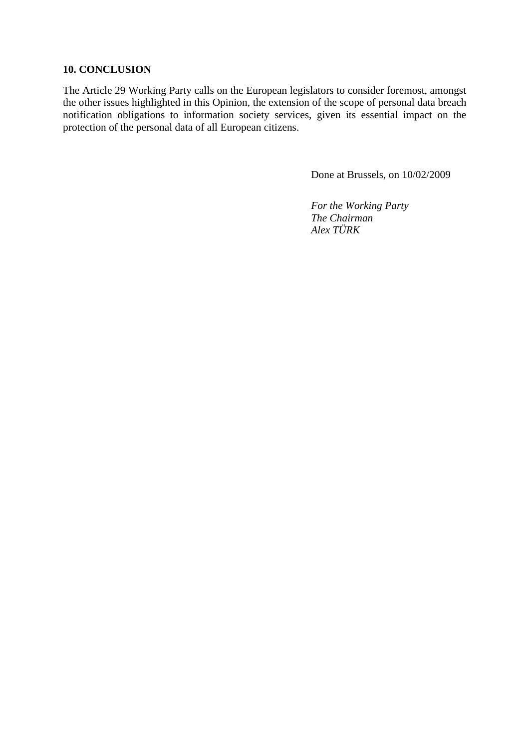## 10. CONCLUSION

The Article 29 Working Party calls on the European legislators to consider foremost, amongst the other issues highlighted in this Opinion, the extension of the scope of personal data breach notification obligations to information society services, given its essential impact on the protection of the personal data of all European citizens.

Done at Brussels, on 10/02/2009

*For the Working Party*
*The Chairman*
*Alex TÜRK*